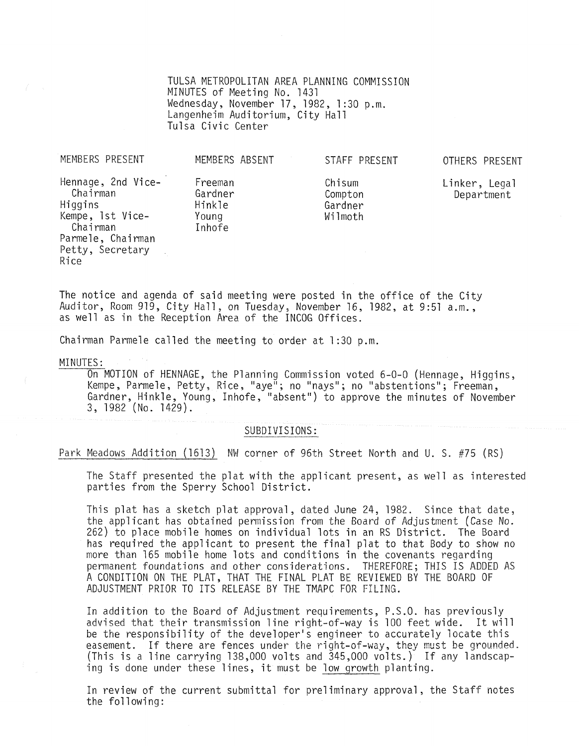TULSA METROPOLITAN AREA PLANNING COMMISSION
MINUTES of Meeting No. 1431
Wednesday, November 17, 1982, 1:30 p.m.
Langenheim Auditorium, City Hall
Tulsa Civic Center

| MEMBERS PRESENT | MEMBERS ABSENT | STAFF PRESENT | OTHERS PRESENT |
|---|---|---|---|
| Hennage, 2nd Vice-Chairman | Freeman | Chisum | Linker, Legal Department |
| Higgins | Gardner | Compton | |
| Kempe, 1st Vice-Chairman | Hinkle | Gardner | |
| Parmele, Chairman | Young | Wilmoth | |
| Petty, Secretary | Inhofe | | |
| Rice | | | |

The notice and agenda of said meeting were posted in the office of the City Auditor, Room 919, City Hall, on Tuesday, November 16, 1982, at 9:51 a.m., as well as in the Reception Area of the INCOG Offices.

Chairman Parmele called the meeting to order at 1:30 p.m.

MINUTES:

On MOTION of HENNAGE, the Planning Commission voted 6-0-0 (Hennage, Higgins, Kempe, Parmele, Petty, Rice, "aye"; no "nays"; no "abstentions"; Freeman, Gardner, Hinkle, Young, Inhofe, "absent") to approve the minutes of November 3, 1982 (No. 1429).

## SUBDIVISIONS:

Park Meadows Addition (1613) NW corner of 96th Street North and U. S. #75 (RS)

The Staff presented the plat with the applicant present, as well as interested parties from the Sperry School District.

This plat has a sketch plat approval, dated June 24, 1982. Since that date, the applicant has obtained permission from the Board of Adjustment (Case No. 262) to place mobile homes on individual lots in an RS District. The Board has required the applicant to present the final plat to that Body to show no more than 165 mobile home lots and conditions in the covenants regarding permanent foundations and other considerations. THEREFORE; THIS IS ADDED AS A CONDITION ON THE PLAT, THAT THE FINAL PLAT BE REVIEWED BY THE BOARD OF ADJUSTMENT PRIOR TO ITS RELEASE BY THE TMAPC FOR FILING.

In addition to the Board of Adjustment requirements, P.S.O. has previously advised that their transmission line right-of-way is 100 feet wide. It will be the responsibility of the developer's engineer to accurately locate this easement. If there are fences under the right-of-way, they must be grounded. (This is a line carrying 138,000 volts and 345,000 volts.) If any landscaping is done under these lines, it must be low growth planting.

In review of the current submittal for preliminary approval, the Staff notes the following: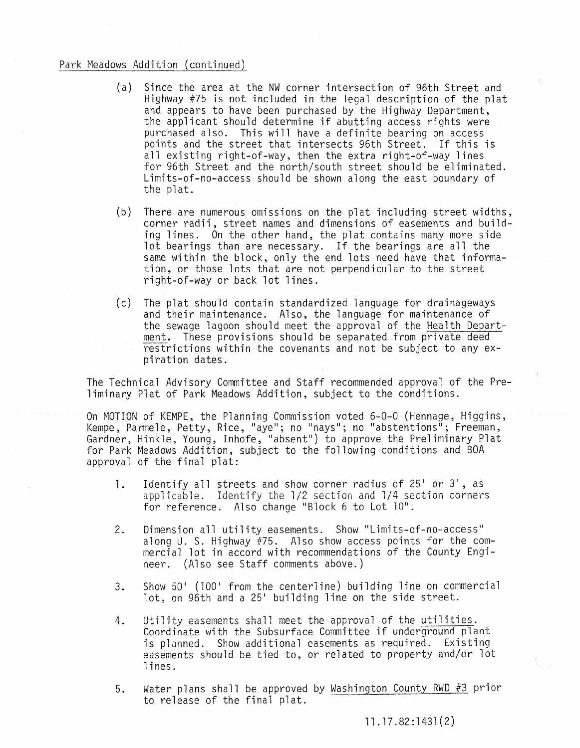Park Meadows Addition (continued)

(a) Since the area at the NW corner intersection of 96th Street and Highway #75 is not included in the legal description of the plat and appears to have been purchased by the Highway Department, the applicant should determine if abutting access rights were purchased also. This will have a definite bearing on access points and the street that intersects 96th Street. If this is all existing right-of-way, then the extra right-of-way lines for 96th Street and the north/south street should be eliminated. Limits-of-no-access should be shown along the east boundary of the plat.

(b) There are numerous omissions on the plat including street widths, corner radii, street names and dimensions of easements and building lines. On the other hand, the plat contains many more side lot bearings than are necessary. If the bearings are all the same within the block, only the end lots need have that information, or those lots that are not perpendicular to the street right-of-way or back lot lines.

(c) The plat should contain standardized language for drainageways and their maintenance. Also, the language for maintenance of the sewage lagoon should meet the approval of the Health Department. These provisions should be separated from private deed restrictions within the covenants and not be subject to any expiration dates.

The Technical Advisory Committee and Staff recommended approval of the Preliminary Plat of Park Meadows Addition, subject to the conditions.

On MOTION of KEMPE, the Planning Commission voted 6-0-0 (Hennage, Higgins, Kempe, Parmele, Petty, Rice, "aye"; no "nays"; no "abstentions"; Freeman, Gardner, Hinkle, Young, Inhofe, "absent") to approve the Preliminary Plat for Park Meadows Addition, subject to the following conditions and BOA approval of the final plat:

1. Identify all streets and show corner radius of 25' or 3', as applicable. Identify the 1/2 section and 1/4 section corners for reference. Also change "Block 6 to Lot 10".

2. Dimension all utility easements. Show "Limits-of-no-access" along U. S. Highway #75. Also show access points for the commercial lot in accord with recommendations of the County Engineer. (Also see Staff comments above.)

3. Show 50' (100' from the centerline) building line on commercial lot, on 96th and a 25' building line on the side street.

4. Utility easements shall meet the approval of the utilities. Coordinate with the Subsurface Committee if underground plant is planned. Show additional easements as required. Existing easements should be tied to, or related to property and/or lot lines.

5. Water plans shall be approved by Washington County RWD #3 prior to release of the final plat.

11.17.82:1431(2)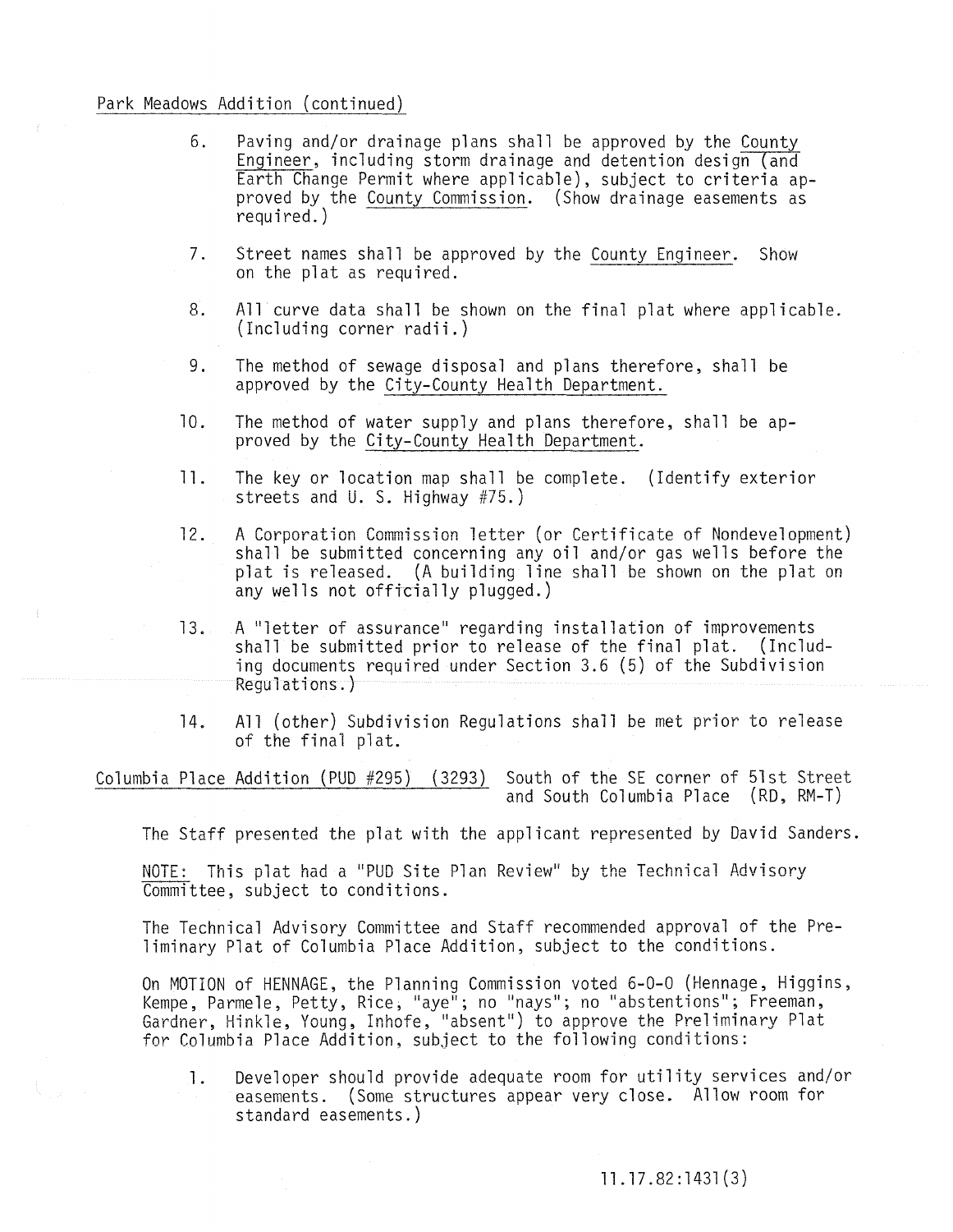Park Meadows Addition (continued)

6. Paving and/or drainage plans shall be approved by the County Engineer, including storm drainage and detention design (and Earth Change Permit where applicable), subject to criteria approved by the County Commission. (Show drainage easements as required.)

7. Street names shall be approved by the County Engineer. Show on the plat as required.

8. All curve data shall be shown on the final plat where applicable. (Including corner radii.)

9. The method of sewage disposal and plans therefore, shall be approved by the City-County Health Department.

10. The method of water supply and plans therefore, shall be approved by the City-County Health Department.

11. The key or location map shall be complete. (Identify exterior streets and U. S. Highway #75.)

12. A Corporation Commission letter (or Certificate of Nondevelopment) shall be submitted concerning any oil and/or gas wells before the plat is released. (A building line shall be shown on the plat on any wells not officially plugged.)

13. A "letter of assurance" regarding installation of improvements shall be submitted prior to release of the final plat. (Including documents required under Section 3.6 (5) of the Subdivision Regulations.)

14. All (other) Subdivision Regulations shall be met prior to release of the final plat.

Columbia Place Addition (PUD #295) (3293) South of the SE corner of 51st Street and South Columbia Place (RD, RM-T)

The Staff presented the plat with the applicant represented by David Sanders.

NOTE: This plat had a "PUD Site Plan Review" by the Technical Advisory Committee, subject to conditions.

The Technical Advisory Committee and Staff recommended approval of the Preliminary Plat of Columbia Place Addition, subject to the conditions.

On MOTION of HENNAGE, the Planning Commission voted 6-0-0 (Hennage, Higgins, Kempe, Parmele, Petty, Rice, "aye"; no "nays"; no "abstentions"; Freeman, Gardner, Hinkle, Young, Inhofe, "absent") to approve the Preliminary Plat for Columbia Place Addition, subject to the following conditions:

1. Developer should provide adequate room for utility services and/or easements. (Some structures appear very close. Allow room for standard easements.)

11.17.82:1431(3)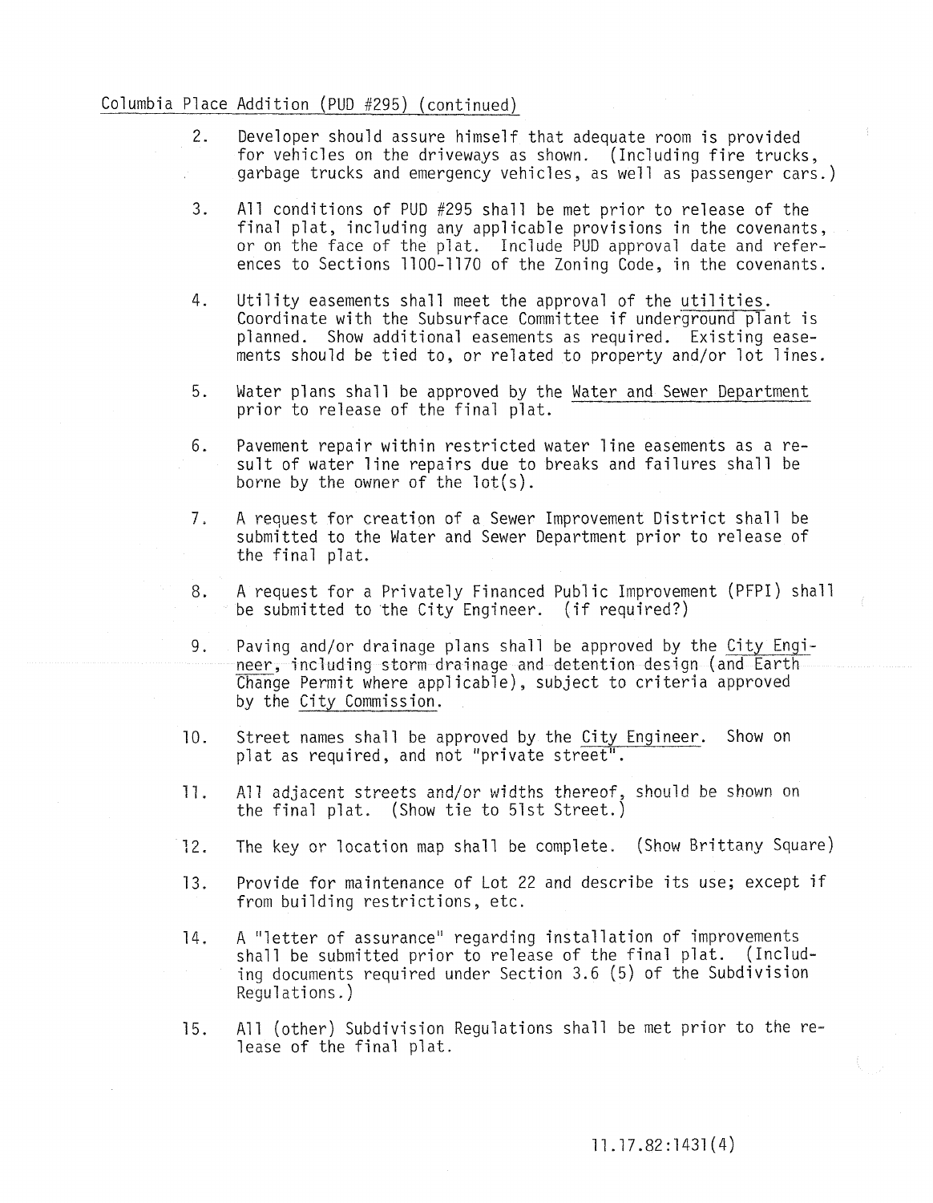Columbia Place Addition (PUD #295) (continued)

2. Developer should assure himself that adequate room is provided for vehicles on the driveways as shown. (Including fire trucks, garbage trucks and emergency vehicles, as well as passenger cars.)

3. All conditions of PUD #295 shall be met prior to release of the final plat, including any applicable provisions in the covenants, or on the face of the plat. Include PUD approval date and references to Sections 1100-1170 of the Zoning Code, in the covenants.

4. Utility easements shall meet the approval of the utilities. Coordinate with the Subsurface Committee if underground plant is planned. Show additional easements as required. Existing easements should be tied to, or related to property and/or lot lines.

5. Water plans shall be approved by the Water and Sewer Department prior to release of the final plat.

6. Pavement repair within restricted water line easements as a result of water line repairs due to breaks and failures shall be borne by the owner of the lot(s).

7. A request for creation of a Sewer Improvement District shall be submitted to the Water and Sewer Department prior to release of the final plat.

8. A request for a Privately Financed Public Improvement (PFPI) shall be submitted to the City Engineer. (if required?)

9. Paving and/or drainage plans shall be approved by the City Engineer, including storm drainage and detention design (and Earth Change Permit where applicable), subject to criteria approved by the City Commission.

10. Street names shall be approved by the City Engineer. Show on plat as required, and not "private street".

11. All adjacent streets and/or widths thereof, should be shown on the final plat. (Show tie to 51st Street.)

12. The key or location map shall be complete. (Show Brittany Square)

13. Provide for maintenance of Lot 22 and describe its use; except if from building restrictions, etc.

14. A "letter of assurance" regarding installation of improvements shall be submitted prior to release of the final plat. (Including documents required under Section 3.6 (5) of the Subdivision Regulations.)

15. All (other) Subdivision Regulations shall be met prior to the release of the final plat.

11.17.82:1431(4)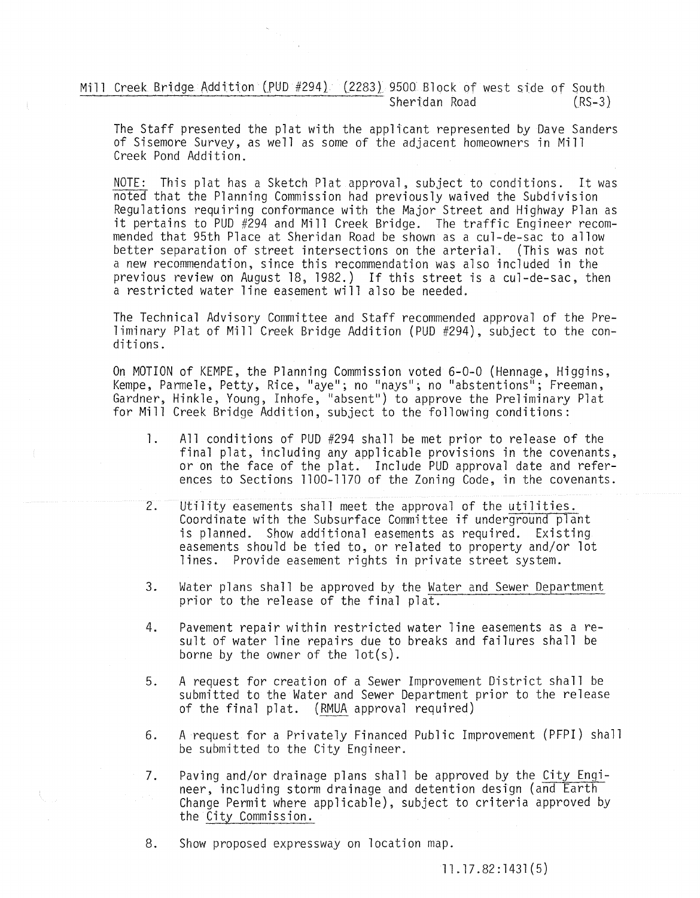<u>Mill Creek Bridge Addition (PUD #294) (2283)</u> 9500 Block of west side of South Sheridan Road (RS-3)

The Staff presented the plat with the applicant represented by Dave Sanders of Sisemore Survey, as well as some of the adjacent homeowners in Mill Creek Pond Addition.

<u>NOTE:</u> This plat has a Sketch Plat approval, subject to conditions. It was noted that the Planning Commission had previously waived the Subdivision Regulations requiring conformance with the Major Street and Highway Plan as it pertains to PUD #294 and Mill Creek Bridge. The traffic Engineer recommended that 95th Place at Sheridan Road be shown as a cul-de-sac to allow better separation of street intersections on the arterial. (This was not a new recommendation, since this recommendation was also included in the previous review on August 18, 1982.) If this street is a cul-de-sac, then a restricted water line easement will also be needed.

The Technical Advisory Committee and Staff recommended approval of the Preliminary Plat of Mill Creek Bridge Addition (PUD #294), subject to the conditions.

On MOTION of KEMPE, the Planning Commission voted 6-0-0 (Hennage, Higgins, Kempe, Parmele, Petty, Rice, "aye"; no "nays"; no "abstentions"; Freeman, Gardner, Hinkle, Young, Inhofe, "absent") to approve the Preliminary Plat for Mill Creek Bridge Addition, subject to the following conditions:

1. All conditions of PUD #294 shall be met prior to release of the final plat, including any applicable provisions in the covenants, or on the face of the plat. Include PUD approval date and references to Sections 1100-1170 of the Zoning Code, in the covenants.

2. Utility easements shall meet the approval of the <u>utilities.</u> Coordinate with the Subsurface Committee if <u>underground plant</u> is planned. Show additional easements as required. Existing easements should be tied to, or related to property and/or lot lines. Provide easement rights in private street system.

3. Water plans shall be approved by the <u>Water and Sewer Department</u> prior to the release of the final plat.

4. Pavement repair within restricted water line easements as a result of water line repairs due to breaks and failures shall be borne by the owner of the lot(s).

5. A request for creation of a Sewer Improvement District shall be submitted to the Water and Sewer Department prior to the release of the final plat. (<u>RMUA</u> approval required)

6. A request for a Privately Financed Public Improvement (PFPI) shall be submitted to the City Engineer.

7. Paving and/or drainage plans shall be approved by the <u>City Engineer</u>, including storm drainage and detention design (<u>and Earth Change Permit</u> where applicable), subject to criteria approved by the <u>City Commission.</u>

8. Show proposed expressway on location map.

11.17.82:1431(5)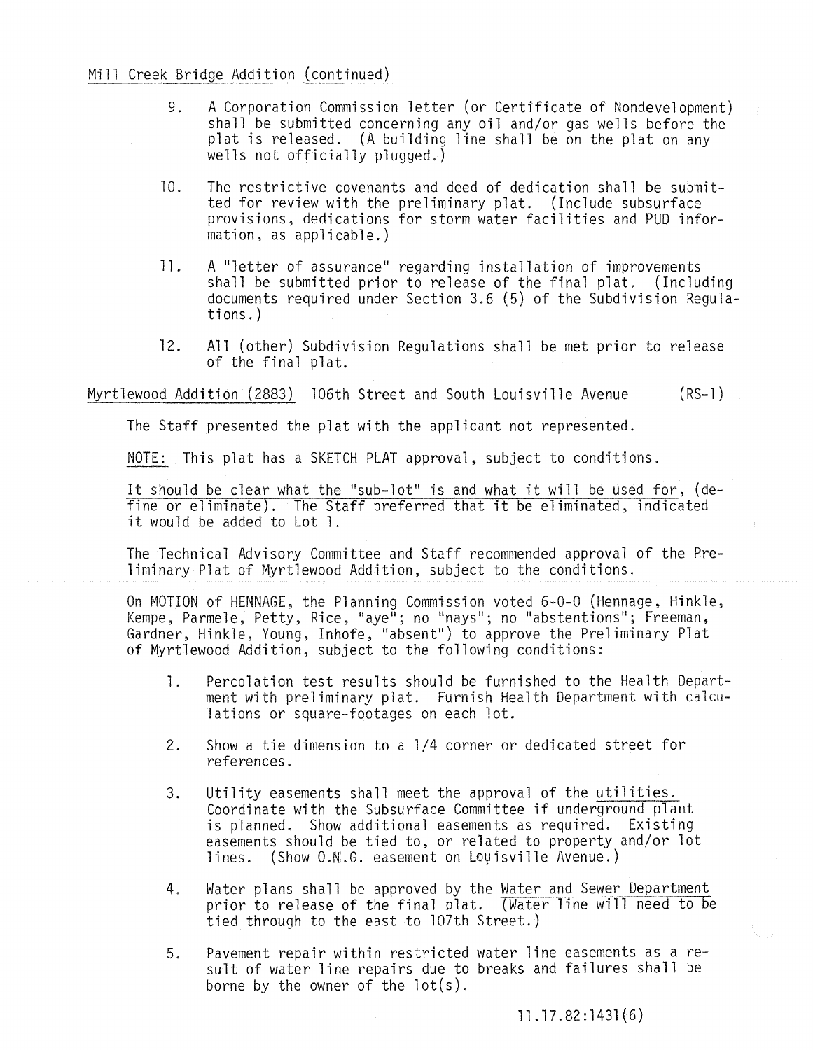Mill Creek Bridge Addition (continued)

9. A Corporation Commission letter (or Certificate of Nondevelopment) shall be submitted concerning any oil and/or gas wells before the plat is released. (A building line shall be on the plat on any wells not officially plugged.)

10. The restrictive covenants and deed of dedication shall be submitted for review with the preliminary plat. (Include subsurface provisions, dedications for storm water facilities and PUD information, as applicable.)

11. A "letter of assurance" regarding installation of improvements shall be submitted prior to release of the final plat. (Including documents required under Section 3.6 (5) of the Subdivision Regulations.)

12. All (other) Subdivision Regulations shall be met prior to release of the final plat.

Myrtlewood Addition (2883) 106th Street and South Louisville Avenue (RS-1)

The Staff presented the plat with the applicant not represented.

NOTE: This plat has a SKETCH PLAT approval, subject to conditions.

It should be clear what the "sub-lot" is and what it will be used for, (define or eliminate). The Staff preferred that it be eliminated, indicated it would be added to Lot 1.

The Technical Advisory Committee and Staff recommended approval of the Preliminary Plat of Myrtlewood Addition, subject to the conditions.

On MOTION of HENNAGE, the Planning Commission voted 6-0-0 (Hennage, Hinkle, Kempe, Parmele, Petty, Rice, "aye"; no "nays"; no "abstentions"; Freeman, Gardner, Hinkle, Young, Inhofe, "absent") to approve the Preliminary Plat of Myrtlewood Addition, subject to the following conditions:

1. Percolation test results should be furnished to the Health Department with preliminary plat. Furnish Health Department with calculations or square-footages on each lot.

2. Show a tie dimension to a 1/4 corner or dedicated street for references.

3. Utility easements shall meet the approval of the utilities. Coordinate with the Subsurface Committee if underground plant is planned. Show additional easements as required. Existing easements should be tied to, or related to property and/or lot lines. (Show O.N.G. easement on Louisville Avenue.)

4. Water plans shall be approved by the Water and Sewer Department prior to release of the final plat. (Water line will need to be tied through to the east to 107th Street.)

5. Pavement repair within restricted water line easements as a result of water line repairs due to breaks and failures shall be borne by the owner of the lot(s).

11.17.82:1431(6)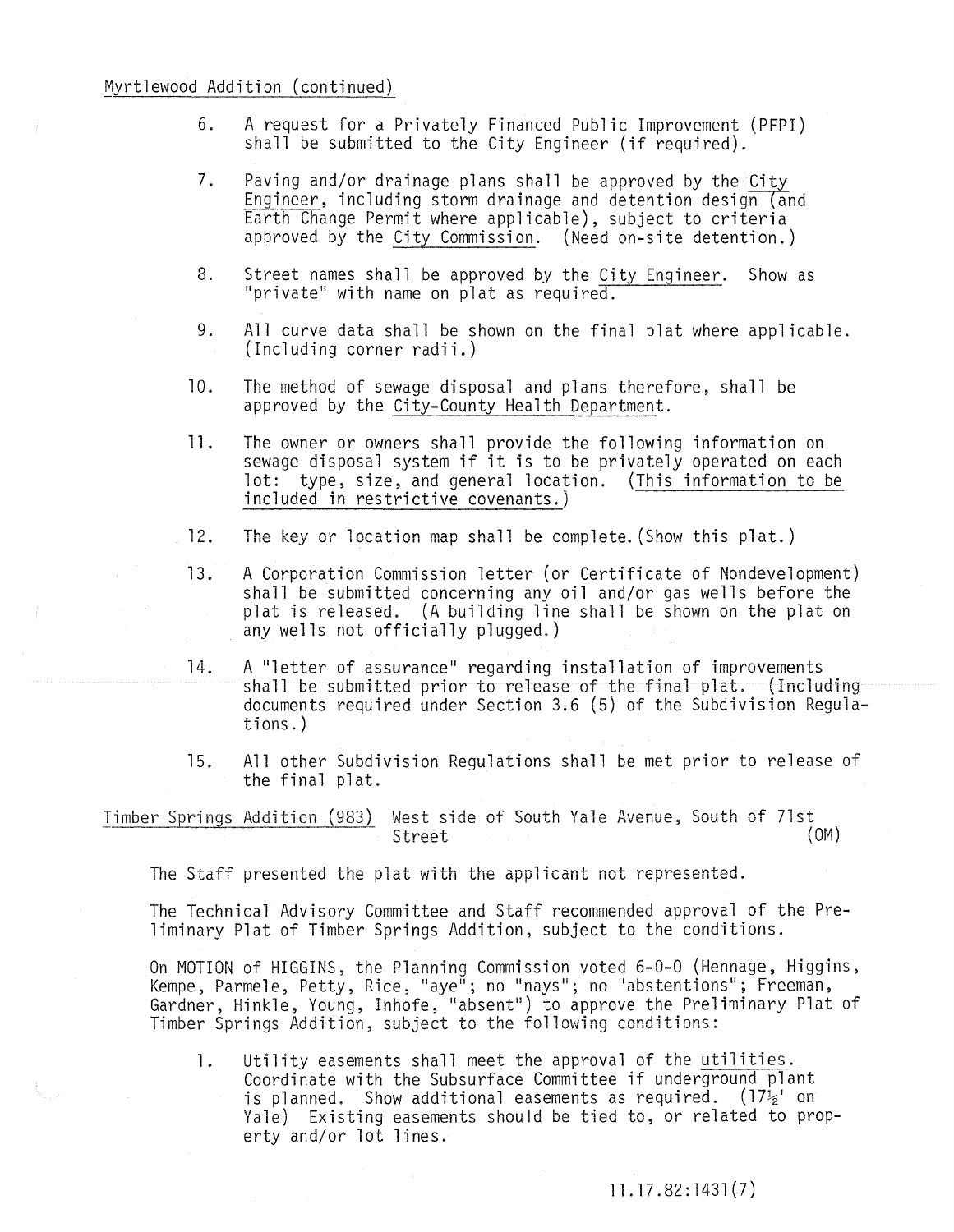Myrtlewood Addition (continued)

6. A request for a Privately Financed Public Improvement (PFPI) shall be submitted to the City Engineer (if required).

7. Paving and/or drainage plans shall be approved by the City Engineer, including storm drainage and detention design (and Earth Change Permit where applicable), subject to criteria approved by the City Commission. (Need on-site detention.)

8. Street names shall be approved by the City Engineer. Show as "private" with name on plat as required.

9. All curve data shall be shown on the final plat where applicable. (Including corner radii.)

10. The method of sewage disposal and plans therefore, shall be approved by the City-County Health Department.

11. The owner or owners shall provide the following information on sewage disposal system if it is to be privately operated on each lot: type, size, and general location. (This information to be included in restrictive covenants.)

12. The key or location map shall be complete. (Show this plat.)

13. A Corporation Commission letter (or Certificate of Nondevelopment) shall be submitted concerning any oil and/or gas wells before the plat is released. (A building line shall be shown on the plat on any wells not officially plugged.)

14. A "letter of assurance" regarding installation of improvements shall be submitted prior to release of the final plat. (Including documents required under Section 3.6 (5) of the Subdivision Regulations.)

15. All other Subdivision Regulations shall be met prior to release of the final plat.

Timber Springs Addition (983) West side of South Yale Avenue, South of 71st Street (OM)

The Staff presented the plat with the applicant not represented.

The Technical Advisory Committee and Staff recommended approval of the Preliminary Plat of Timber Springs Addition, subject to the conditions.

On MOTION of HIGGINS, the Planning Commission voted 6-0-0 (Hennage, Higgins, Kempe, Parmele, Petty, Rice, "aye"; no "nays"; no "abstentions"; Freeman, Gardner, Hinkle, Young, Inhofe, "absent") to approve the Preliminary Plat of Timber Springs Addition, subject to the following conditions:

1. Utility easements shall meet the approval of the utilities. Coordinate with the Subsurface Committee if underground plant is planned. Show additional easements as required. (17½' on Yale) Existing easements should be tied to, or related to property and/or lot lines.

11.17.82:1431(7)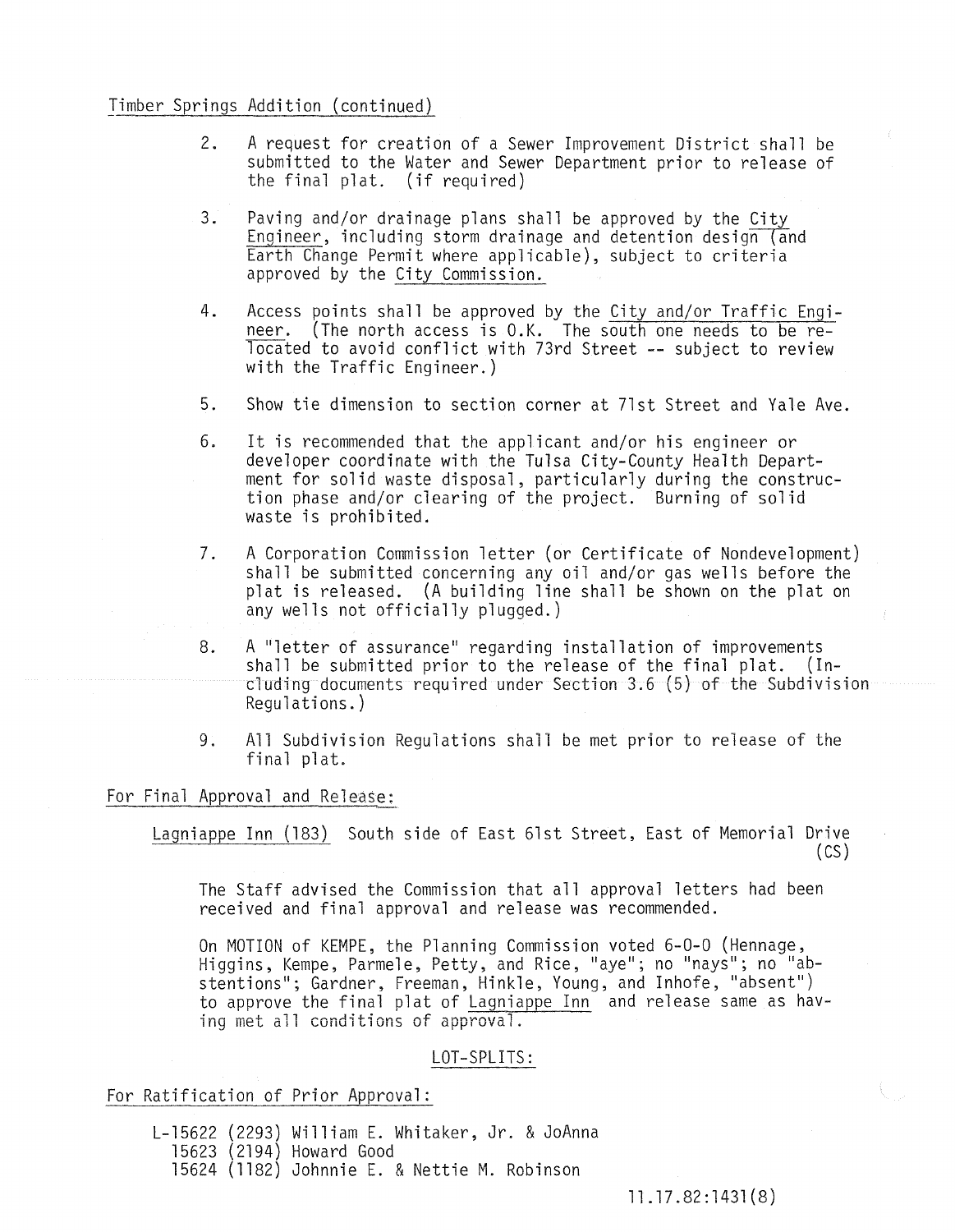Timber Springs Addition (continued)

2. A request for creation of a Sewer Improvement District shall be submitted to the Water and Sewer Department prior to release of the final plat. (if required)

3. Paving and/or drainage plans shall be approved by the City Engineer, including storm drainage and detention design (and Earth Change Permit where applicable), subject to criteria approved by the City Commission.

4. Access points shall be approved by the City and/or Traffic Engineer. (The north access is O.K. The south one needs to be relocated to avoid conflict with 73rd Street -- subject to review with the Traffic Engineer.)

5. Show tie dimension to section corner at 71st Street and Yale Ave.

6. It is recommended that the applicant and/or his engineer or developer coordinate with the Tulsa City-County Health Department for solid waste disposal, particularly during the construction phase and/or clearing of the project. Burning of solid waste is prohibited.

7. A Corporation Commission letter (or Certificate of Nondevelopment) shall be submitted concerning any oil and/or gas wells before the plat is released. (A building line shall be shown on the plat on any wells not officially plugged.)

8. A "letter of assurance" regarding installation of improvements shall be submitted prior to the release of the final plat. (Including documents required under Section 3.6 (5) of the Subdivision Regulations.)

9. All Subdivision Regulations shall be met prior to release of the final plat.

For Final Approval and Release:

Lagniappe Inn (183) South side of East 61st Street, East of Memorial Drive (CS)

The Staff advised the Commission that all approval letters had been received and final approval and release was recommended.

On MOTION of KEMPE, the Planning Commission voted 6-0-0 (Hennage, Higgins, Kempe, Parmele, Petty, and Rice, "aye"; no "nays"; no "abstentions"; Gardner, Freeman, Hinkle, Young, and Inhofe, "absent") to approve the final plat of Lagniappe Inn and release same as having met all conditions of approval.

LOT-SPLITS:

For Ratification of Prior Approval:

L-15622 (2293) William E. Whitaker, Jr. & JoAnna
15623 (2194) Howard Good
15624 (1182) Johnnie E. & Nettie M. Robinson

11.17.82:1431(8)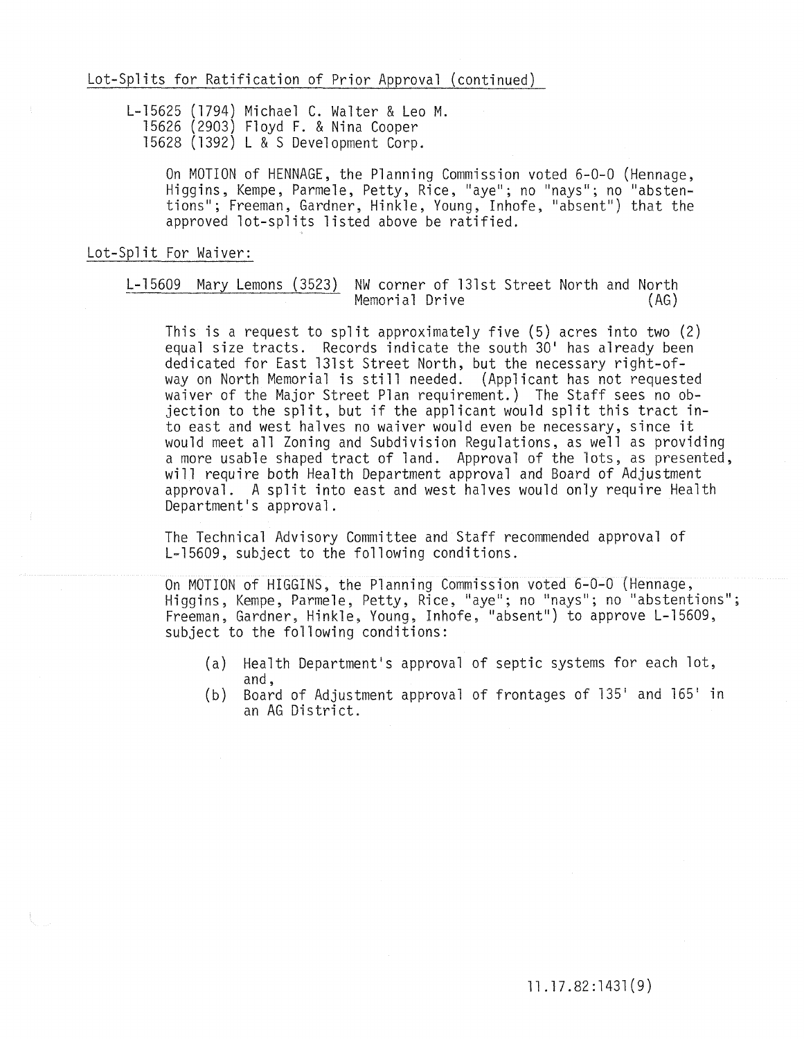Lot-Splits for Ratification of Prior Approval (continued)

L-15625 (1794) Michael C. Walter & Leo M.
15626 (2903) Floyd F. & Nina Cooper
15628 (1392) L & S Development Corp.

On MOTION of HENNAGE, the Planning Commission voted 6-0-0 (Hennage, Higgins, Kempe, Parmele, Petty, Rice, "aye"; no "nays"; no "abstentions"; Freeman, Gardner, Hinkle, Young, Inhofe, "absent") that the approved lot-splits listed above be ratified.

Lot-Split For Waiver:

L-15609 Mary Lemons (3523) NW corner of 131st Street North and North Memorial Drive (AG)

This is a request to split approximately five (5) acres into two (2) equal size tracts. Records indicate the south 30' has already been dedicated for East 131st Street North, but the necessary right-of-way on North Memorial is still needed. (Applicant has not requested waiver of the Major Street Plan requirement.) The Staff sees no objection to the split, but if the applicant would split this tract into east and west halves no waiver would even be necessary, since it would meet all Zoning and Subdivision Regulations, as well as providing a more usable shaped tract of land. Approval of the lots, as presented, will require both Health Department approval and Board of Adjustment approval. A split into east and west halves would only require Health Department's approval.

The Technical Advisory Committee and Staff recommended approval of L-15609, subject to the following conditions.

On MOTION of HIGGINS, the Planning Commission voted 6-0-0 (Hennage, Higgins, Kempe, Parmele, Petty, Rice, "aye"; no "nays"; no "abstentions"; Freeman, Gardner, Hinkle, Young, Inhofe, "absent") to approve L-15609, subject to the following conditions:

(a) Health Department's approval of septic systems for each lot, and,
(b) Board of Adjustment approval of frontages of 135' and 165' in an AG District.

11.17.82:1431(9)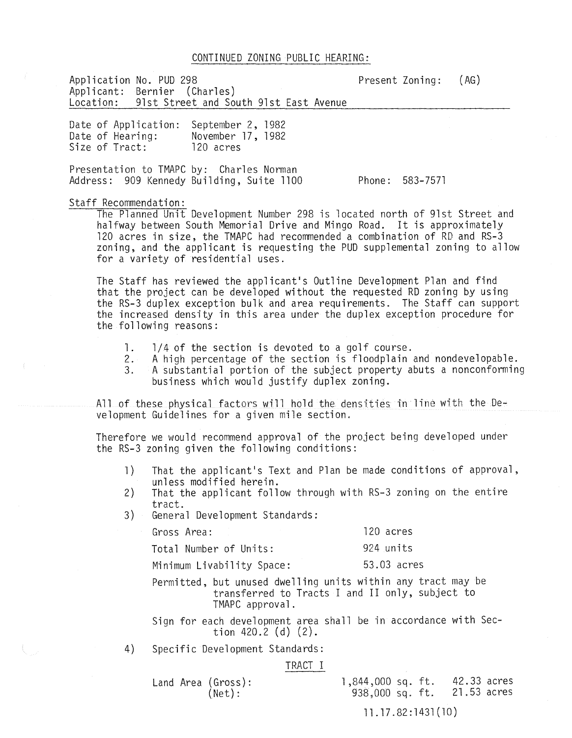CONTINUED ZONING PUBLIC HEARING:

Application No. PUD 298 Present Zoning: (AG)
Applicant: Bernier (Charles)
Location: 91st Street and South 91st East Avenue

Date of Application: September 2, 1982
Date of Hearing: November 17, 1982
Size of Tract: 120 acres

Presentation to TMAPC by: Charles Norman
Address: 909 Kennedy Building, Suite 1100 Phone: 583-7571

Staff Recommendation:

The Planned Unit Development Number 298 is located north of 91st Street and halfway between South Memorial Drive and Mingo Road. It is approximately 120 acres in size, the TMAPC had recommended a combination of RD and RS-3 zoning, and the applicant is requesting the PUD supplemental zoning to allow for a variety of residential uses.

The Staff has reviewed the applicant's Outline Development Plan and find that the project can be developed without the requested RD zoning by using the RS-3 duplex exception bulk and area requirements. The Staff can support the increased density in this area under the duplex exception procedure for the following reasons:

1. 1/4 of the section is devoted to a golf course.
2. A high percentage of the section is floodplain and nondevelopable.
3. A substantial portion of the subject property abuts a nonconforming business which would justify duplex zoning.

All of these physical factors will hold the densities in line with the Development Guidelines for a given mile section.

Therefore we would recommend approval of the project being developed under the RS-3 zoning given the following conditions:

1) That the applicant's Text and Plan be made conditions of approval, unless modified herein.
2) That the applicant follow through with RS-3 zoning on the entire tract.
3) General Development Standards:

| | |
|---|---|
| Gross Area: | 120 acres |
| Total Number of Units: | 924 units |
| Minimum Livability Space: | 53.03 acres |

Permitted, but unused dwelling units within any tract may be transferred to Tracts I and II only, subject to TMAPC approval.

Sign for each development area shall be in accordance with Section 420.2 (d) (2).

4) Specific Development Standards:

TRACT I

| | | |
|---|---|---|
| Land Area (Gross): | 1,844,000 sq. ft. | 42.33 acres |
| (Net): | 938,000 sq. ft. | 21.53 acres |

11.17.82:1431(10)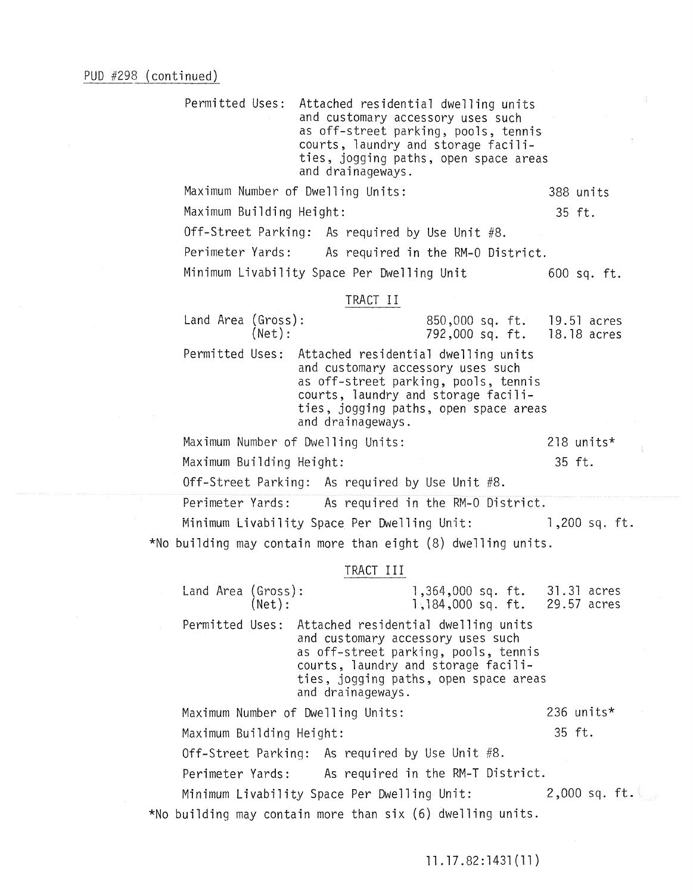PUD #298 (continued)

Permitted Uses: Attached residential dwelling units and customary accessory uses such as off-street parking, pools, tennis courts, laundry and storage facilities, jogging paths, open space areas and drainageways.

Maximum Number of Dwelling Units: 388 units

Maximum Building Height: 35 ft.

Off-Street Parking: As required by Use Unit #8.

Perimeter Yards: As required in the RM-O District.

Minimum Livability Space Per Dwelling Unit 600 sq. ft.

### TRACT II

| Land Area | | |
|---|---|---|
| (Gross): | 850,000 sq. ft. | 19.51 acres |
| (Net): | 792,000 sq. ft. | 18.18 acres |

Permitted Uses: Attached residential dwelling units and customary accessory uses such as off-street parking, pools, tennis courts, laundry and storage facilities, jogging paths, open space areas and drainageways.

Maximum Number of Dwelling Units: 218 units*

Maximum Building Height: 35 ft.

Off-Street Parking: As required by Use Unit #8.

Perimeter Yards: As required in the RM-O District.

Minimum Livability Space Per Dwelling Unit: 1,200 sq. ft.

*No building may contain more than eight (8) dwelling units.

### TRACT III

| Land Area | | |
|---|---|---|
| (Gross): | 1,364,000 sq. ft. | 31.31 acres |
| (Net): | 1,184,000 sq. ft. | 29.57 acres |

Permitted Uses: Attached residential dwelling units and customary accessory uses such as off-street parking, pools, tennis courts, laundry and storage facilities, jogging paths, open space areas and drainageways.

Maximum Number of Dwelling Units: 236 units*

Maximum Building Height: 35 ft.

Off-Street Parking: As required by Use Unit #8.

Perimeter Yards: As required in the RM-T District.

Minimum Livability Space Per Dwelling Unit: 2,000 sq. ft.

*No building may contain more than six (6) dwelling units.

11.17.82:1431(11)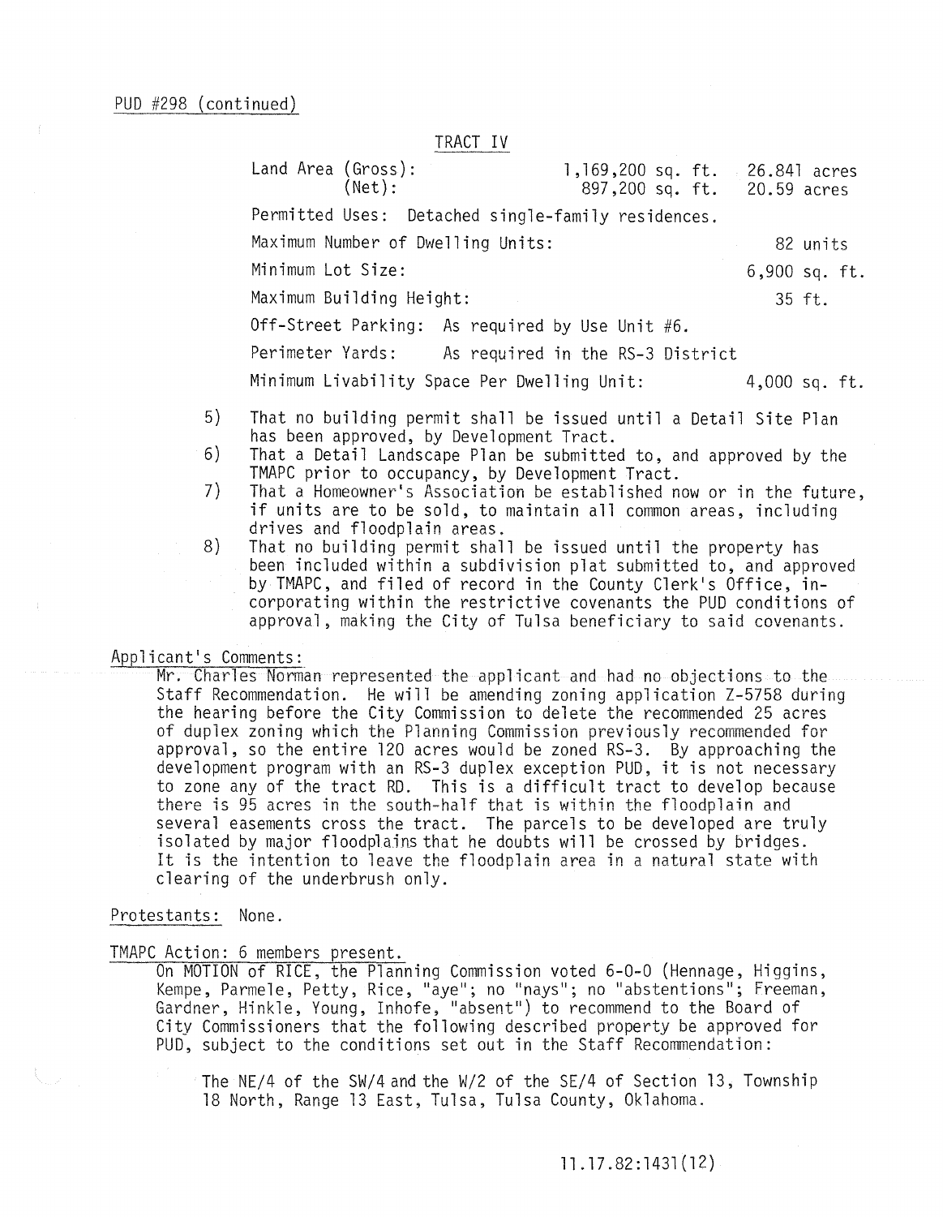PUD #298 (continued)

TRACT IV

| | | |
|---|---|---|
| Land Area (Gross): | 1,169,200 sq. ft. | 26.841 acres |
| (Net): | 897,200 sq. ft. | 20.59 acres |
| Permitted Uses: Detached single-family residences. | | |
| Maximum Number of Dwelling Units: | | 82 units |
| Minimum Lot Size: | | 6,900 sq. ft. |
| Maximum Building Height: | | 35 ft. |
| Off-Street Parking: As required by Use Unit #6. | | |
| Perimeter Yards: As required in the RS-3 District | | |
| Minimum Livability Space Per Dwelling Unit: | | 4,000 sq. ft. |

5) That no building permit shall be issued until a Detail Site Plan has been approved, by Development Tract.
6) That a Detail Landscape Plan be submitted to, and approved by the TMAPC prior to occupancy, by Development Tract.
7) That a Homeowner's Association be established now or in the future, if units are to be sold, to maintain all common areas, including drives and floodplain areas.
8) That no building permit shall be issued until the property has been included within a subdivision plat submitted to, and approved by TMAPC, and filed of record in the County Clerk's Office, incorporating within the restrictive covenants the PUD conditions of approval, making the City of Tulsa beneficiary to said covenants.

Applicant's Comments:

Mr. Charles Norman represented the applicant and had no objections to the Staff Recommendation. He will be amending zoning application Z-5758 during the hearing before the City Commission to delete the recommended 25 acres of duplex zoning which the Planning Commission previously recommended for approval, so the entire 120 acres would be zoned RS-3. By approaching the development program with an RS-3 duplex exception PUD, it is not necessary to zone any of the tract RD. This is a difficult tract to develop because there is 95 acres in the south-half that is within the floodplain and several easements cross the tract. The parcels to be developed are truly isolated by major floodplains that he doubts will be crossed by bridges. It is the intention to leave the floodplain area in a natural state with clearing of the underbrush only.

Protestants: None.

TMAPC Action: 6 members present.

On MOTION of RICE, the Planning Commission voted 6-0-0 (Hennage, Higgins, Kempe, Parmele, Petty, Rice, "aye"; no "nays"; no "abstentions"; Freeman, Gardner, Hinkle, Young, Inhofe, "absent") to recommend to the Board of City Commissioners that the following described property be approved for PUD, subject to the conditions set out in the Staff Recommendation:

The NE/4 of the SW/4 and the W/2 of the SE/4 of Section 13, Township 18 North, Range 13 East, Tulsa, Tulsa County, Oklahoma.

11.17.82:1431(12)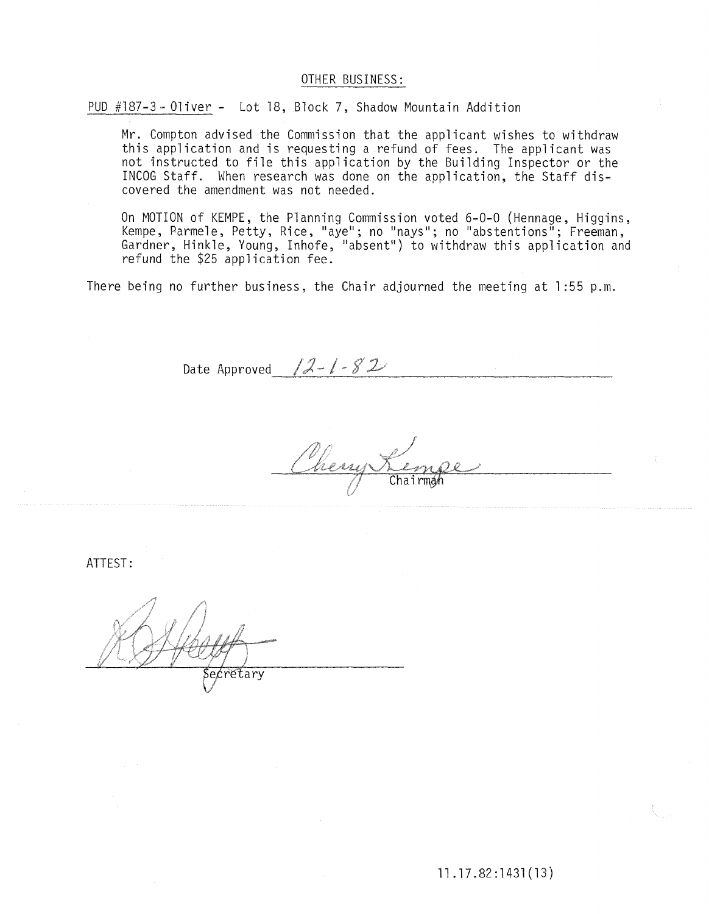## OTHER BUSINESS:

PUD #187-3 - Oliver - Lot 18, Block 7, Shadow Mountain Addition

Mr. Compton advised the Commission that the applicant wishes to withdraw this application and is requesting a refund of fees. The applicant was not instructed to file this application by the Building Inspector or the INCOG Staff. When research was done on the application, the Staff discovered the amendment was not needed.

On MOTION of KEMPE, the Planning Commission voted 6-0-0 (Hennage, Higgins, Kempe, Parmele, Petty, Rice, "aye"; no "nays"; no "abstentions"; Freeman, Gardner, Hinkle, Young, Inhofe, "absent") to withdraw this application and refund the $25 application fee.

There being no further business, the Chair adjourned the meeting at 1:55 p.m.

Date Approved 12-1-82

Cherry Kempe
Chairman

ATTEST:

Secretary

11.17.82:1431(13)